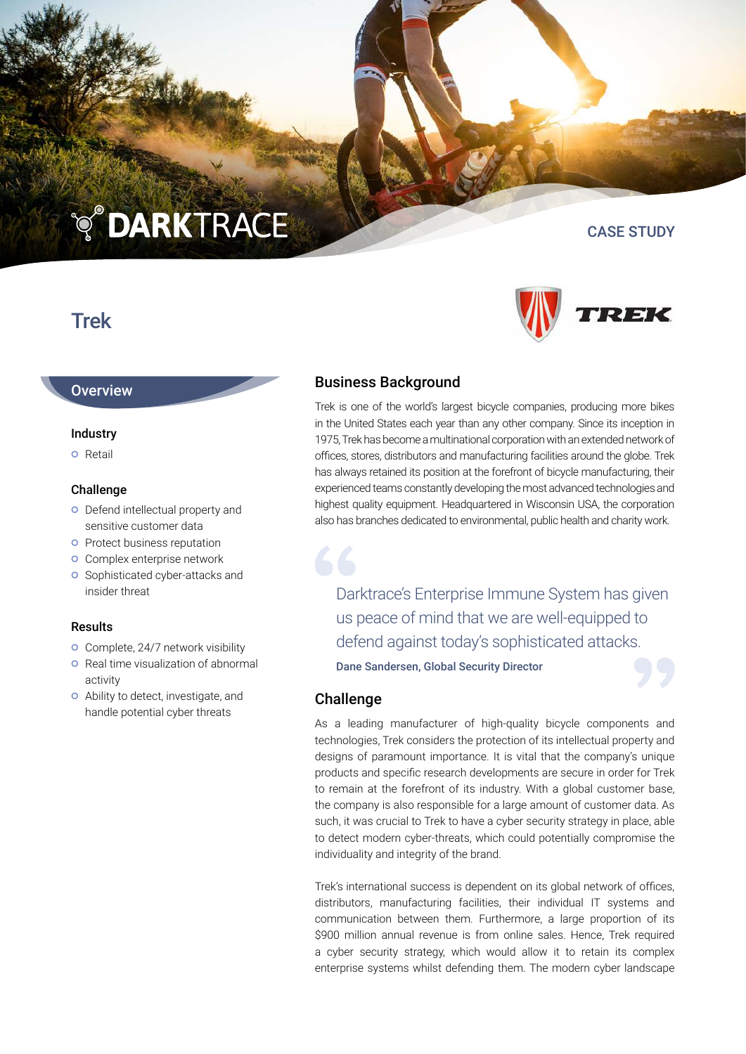DARKTRACE

CASE STUDY

# Trek

TREK

## Overview

### Industry

- Retail

### Challenge

- Defend intellectual property and sensitive customer data
- Protect business reputation
- Complex enterprise network
- Sophisticated cyber-attacks and insider threat

### Results

- Complete, 24/7 network visibility
- Real time visualization of abnormal activity
- Ability to detect, investigate, and handle potential cyber threats

## Business Background

Trek is one of the world's largest bicycle companies, producing more bikes in the United States each year than any other company. Since its inception in 1975, Trek has become a multinational corporation with an extended network of offices, stores, distributors and manufacturing facilities around the globe. Trek has always retained its position at the forefront of bicycle manufacturing, their experienced teams constantly developing the most advanced technologies and highest quality equipment. Headquartered in Wisconsin USA, the corporation also has branches dedicated to environmental, public health and charity work.

> Darktrace's Enterprise Immune System has given us peace of mind that we are well-equipped to defend against today's sophisticated attacks.
>
> **Dane Sandersen, Global Security Director**

## Challenge

As a leading manufacturer of high-quality bicycle components and technologies, Trek considers the protection of its intellectual property and designs of paramount importance. It is vital that the company's unique products and specific research developments are secure in order for Trek to remain at the forefront of its industry. With a global customer base, the company is also responsible for a large amount of customer data. As such, it was crucial to Trek to have a cyber security strategy in place, able to detect modern cyber-threats, which could potentially compromise the individuality and integrity of the brand.

Trek's international success is dependent on its global network of offices, distributors, manufacturing facilities, their individual IT systems and communication between them. Furthermore, a large proportion of its $900 million annual revenue is from online sales. Hence, Trek required a cyber security strategy, which would allow it to retain its complex enterprise systems whilst defending them. The modern cyber landscape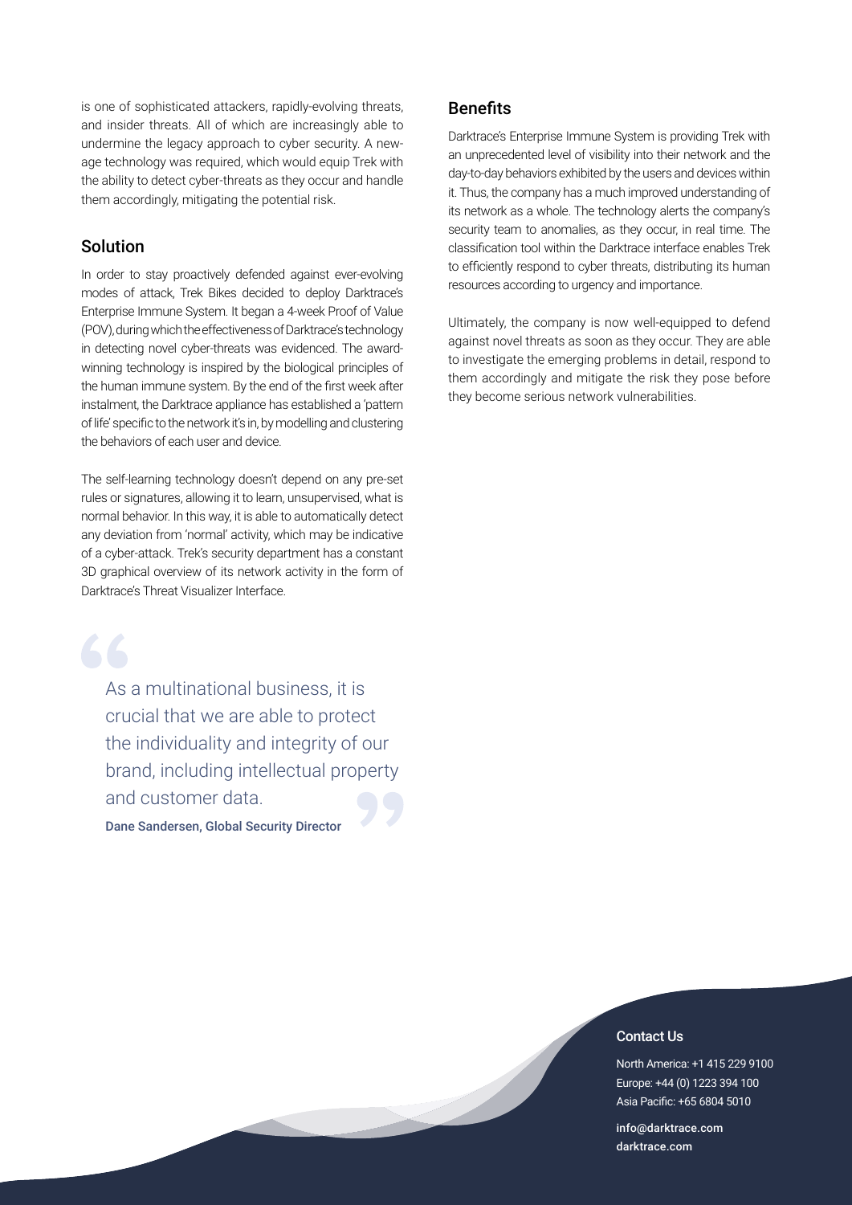is one of sophisticated attackers, rapidly-evolving threats, and insider threats. All of which are increasingly able to undermine the legacy approach to cyber security. A new-age technology was required, which would equip Trek with the ability to detect cyber-threats as they occur and handle them accordingly, mitigating the potential risk.

## Solution

In order to stay proactively defended against ever-evolving modes of attack, Trek Bikes decided to deploy Darktrace's Enterprise Immune System. It began a 4-week Proof of Value (POV), during which the effectiveness of Darktrace's technology in detecting novel cyber-threats was evidenced. The award-winning technology is inspired by the biological principles of the human immune system. By the end of the first week after instalment, the Darktrace appliance has established a 'pattern of life' specific to the network it's in, by modelling and clustering the behaviors of each user and device.

The self-learning technology doesn't depend on any pre-set rules or signatures, allowing it to learn, unsupervised, what is normal behavior. In this way, it is able to automatically detect any deviation from 'normal' activity, which may be indicative of a cyber-attack. Trek's security department has a constant 3D graphical overview of its network activity in the form of Darktrace's Threat Visualizer Interface.

> As a multinational business, it is crucial that we are able to protect the individuality and integrity of our brand, including intellectual property and customer data.
>
> **Dane Sandersen, Global Security Director**

## Benefits

Darktrace's Enterprise Immune System is providing Trek with an unprecedented level of visibility into their network and the day-to-day behaviors exhibited by the users and devices within it. Thus, the company has a much improved understanding of its network as a whole. The technology alerts the company's security team to anomalies, as they occur, in real time. The classification tool within the Darktrace interface enables Trek to efficiently respond to cyber threats, distributing its human resources according to urgency and importance.

Ultimately, the company is now well-equipped to defend against novel threats as soon as they occur. They are able to investigate the emerging problems in detail, respond to them accordingly and mitigate the risk they pose before they become serious network vulnerabilities.

### Contact Us

North America: +1 415 229 9100
Europe: +44 (0) 1223 394 100
Asia Pacific: +65 6804 5010

info@darktrace.com
darktrace.com